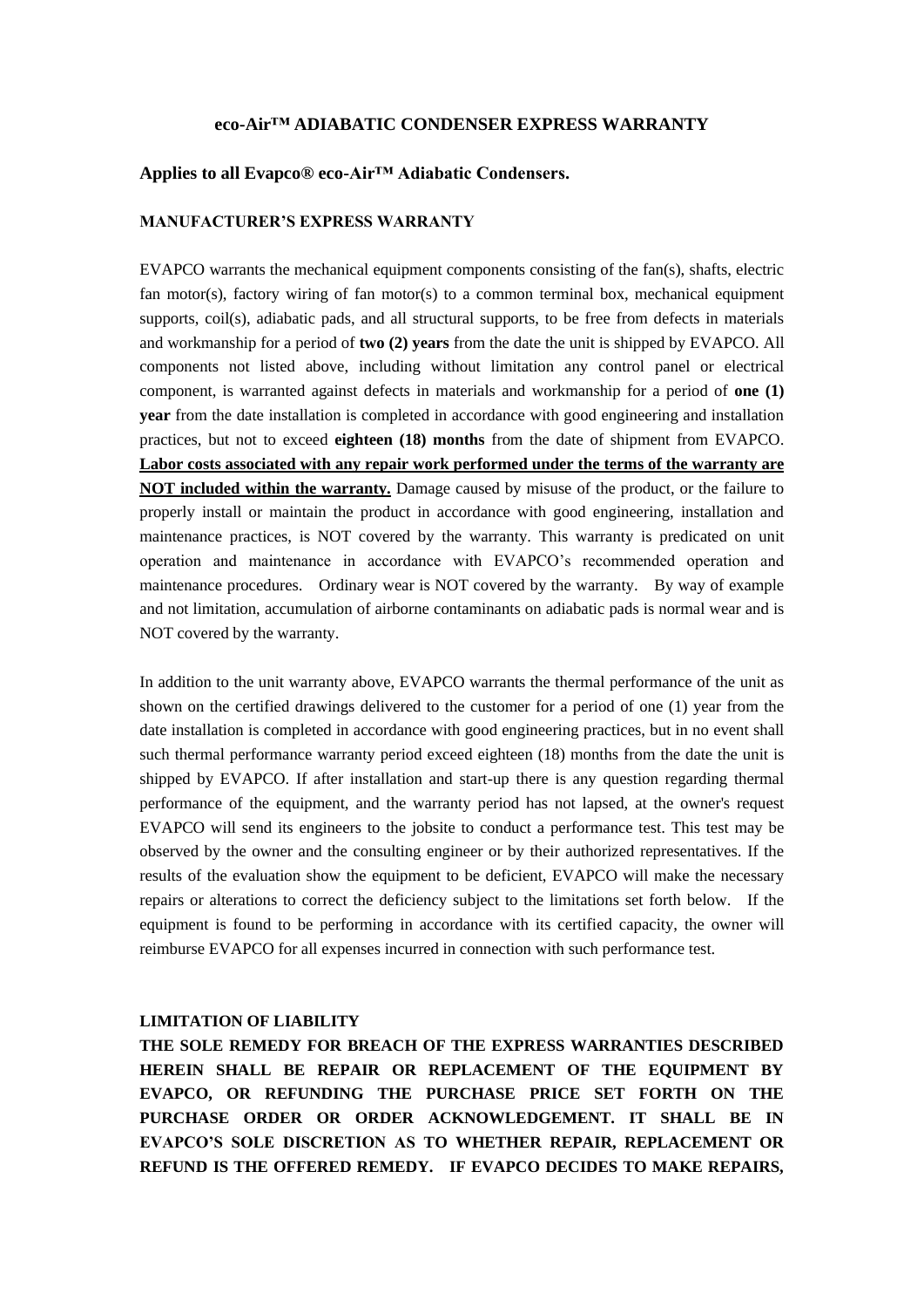# eco-Air™ ADIABATIC CONDENSER EXPRESS WARRANTY

## Applies to all Evapco® eco-Air™ Adiabatic Condensers.

### MANUFACTURER'S EXPRESS WARRANTY

EVAPCO warrants the mechanical equipment components consisting of the fan(s), shafts, electric fan motor(s), factory wiring of fan motor(s) to a common terminal box, mechanical equipment supports, coil(s), adiabatic pads, and all structural supports, to be free from defects in materials and workmanship for a period of **two (2) years** from the date the unit is shipped by EVAPCO. All components not listed above, including without limitation any control panel or electrical component, is warranted against defects in materials and workmanship for a period of **one (1) year** from the date installation is completed in accordance with good engineering and installation practices, but not to exceed **eighteen (18) months** from the date of shipment from EVAPCO. **<u>Labor costs associated with any repair work performed under the terms of the warranty are NOT included within the warranty.</u>** Damage caused by misuse of the product, or the failure to properly install or maintain the product in accordance with good engineering, installation and maintenance practices, is NOT covered by the warranty. This warranty is predicated on unit operation and maintenance in accordance with EVAPCO's recommended operation and maintenance procedures. Ordinary wear is NOT covered by the warranty. By way of example and not limitation, accumulation of airborne contaminants on adiabatic pads is normal wear and is NOT covered by the warranty.

In addition to the unit warranty above, EVAPCO warrants the thermal performance of the unit as shown on the certified drawings delivered to the customer for a period of one (1) year from the date installation is completed in accordance with good engineering practices, but in no event shall such thermal performance warranty period exceed eighteen (18) months from the date the unit is shipped by EVAPCO. If after installation and start-up there is any question regarding thermal performance of the equipment, and the warranty period has not lapsed, at the owner's request EVAPCO will send its engineers to the jobsite to conduct a performance test. This test may be observed by the owner and the consulting engineer or by their authorized representatives. If the results of the evaluation show the equipment to be deficient, EVAPCO will make the necessary repairs or alterations to correct the deficiency subject to the limitations set forth below. If the equipment is found to be performing in accordance with its certified capacity, the owner will reimburse EVAPCO for all expenses incurred in connection with such performance test.

### LIMITATION OF LIABILITY

**THE SOLE REMEDY FOR BREACH OF THE EXPRESS WARRANTIES DESCRIBED HEREIN SHALL BE REPAIR OR REPLACEMENT OF THE EQUIPMENT BY EVAPCO, OR REFUNDING THE PURCHASE PRICE SET FORTH ON THE PURCHASE ORDER OR ORDER ACKNOWLEDGEMENT. IT SHALL BE IN EVAPCO'S SOLE DISCRETION AS TO WHETHER REPAIR, REPLACEMENT OR REFUND IS THE OFFERED REMEDY. IF EVAPCO DECIDES TO MAKE REPAIRS,**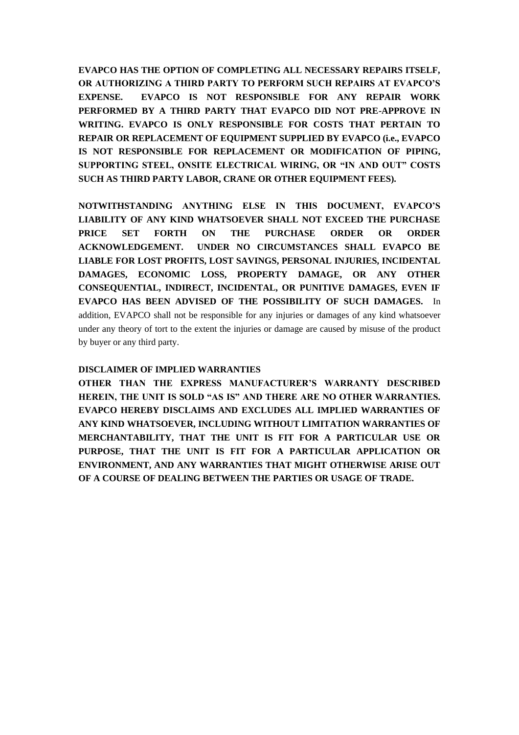**EVAPCO HAS THE OPTION OF COMPLETING ALL NECESSARY REPAIRS ITSELF, OR AUTHORIZING A THIRD PARTY TO PERFORM SUCH REPAIRS AT EVAPCO'S EXPENSE. EVAPCO IS NOT RESPONSIBLE FOR ANY REPAIR WORK PERFORMED BY A THIRD PARTY THAT EVAPCO DID NOT PRE-APPROVE IN WRITING. EVAPCO IS ONLY RESPONSIBLE FOR COSTS THAT PERTAIN TO REPAIR OR REPLACEMENT OF EQUIPMENT SUPPLIED BY EVAPCO (i.e., EVAPCO IS NOT RESPONSIBLE FOR REPLACEMENT OR MODIFICATION OF PIPING, SUPPORTING STEEL, ONSITE ELECTRICAL WIRING, OR "IN AND OUT" COSTS SUCH AS THIRD PARTY LABOR, CRANE OR OTHER EQUIPMENT FEES).**

**NOTWITHSTANDING ANYTHING ELSE IN THIS DOCUMENT, EVAPCO'S LIABILITY OF ANY KIND WHATSOEVER SHALL NOT EXCEED THE PURCHASE PRICE SET FORTH ON THE PURCHASE ORDER OR ORDER ACKNOWLEDGEMENT. UNDER NO CIRCUMSTANCES SHALL EVAPCO BE LIABLE FOR LOST PROFITS, LOST SAVINGS, PERSONAL INJURIES, INCIDENTAL DAMAGES, ECONOMIC LOSS, PROPERTY DAMAGE, OR ANY OTHER CONSEQUENTIAL, INDIRECT, INCIDENTAL, OR PUNITIVE DAMAGES, EVEN IF EVAPCO HAS BEEN ADVISED OF THE POSSIBILITY OF SUCH DAMAGES.** In addition, EVAPCO shall not be responsible for any injuries or damages of any kind whatsoever under any theory of tort to the extent the injuries or damage are caused by misuse of the product by buyer or any third party.

**DISCLAIMER OF IMPLIED WARRANTIES**

**OTHER THAN THE EXPRESS MANUFACTURER'S WARRANTY DESCRIBED HEREIN, THE UNIT IS SOLD "AS IS" AND THERE ARE NO OTHER WARRANTIES. EVAPCO HEREBY DISCLAIMS AND EXCLUDES ALL IMPLIED WARRANTIES OF ANY KIND WHATSOEVER, INCLUDING WITHOUT LIMITATION WARRANTIES OF MERCHANTABILITY, THAT THE UNIT IS FIT FOR A PARTICULAR USE OR PURPOSE, THAT THE UNIT IS FIT FOR A PARTICULAR APPLICATION OR ENVIRONMENT, AND ANY WARRANTIES THAT MIGHT OTHERWISE ARISE OUT OF A COURSE OF DEALING BETWEEN THE PARTIES OR USAGE OF TRADE.**